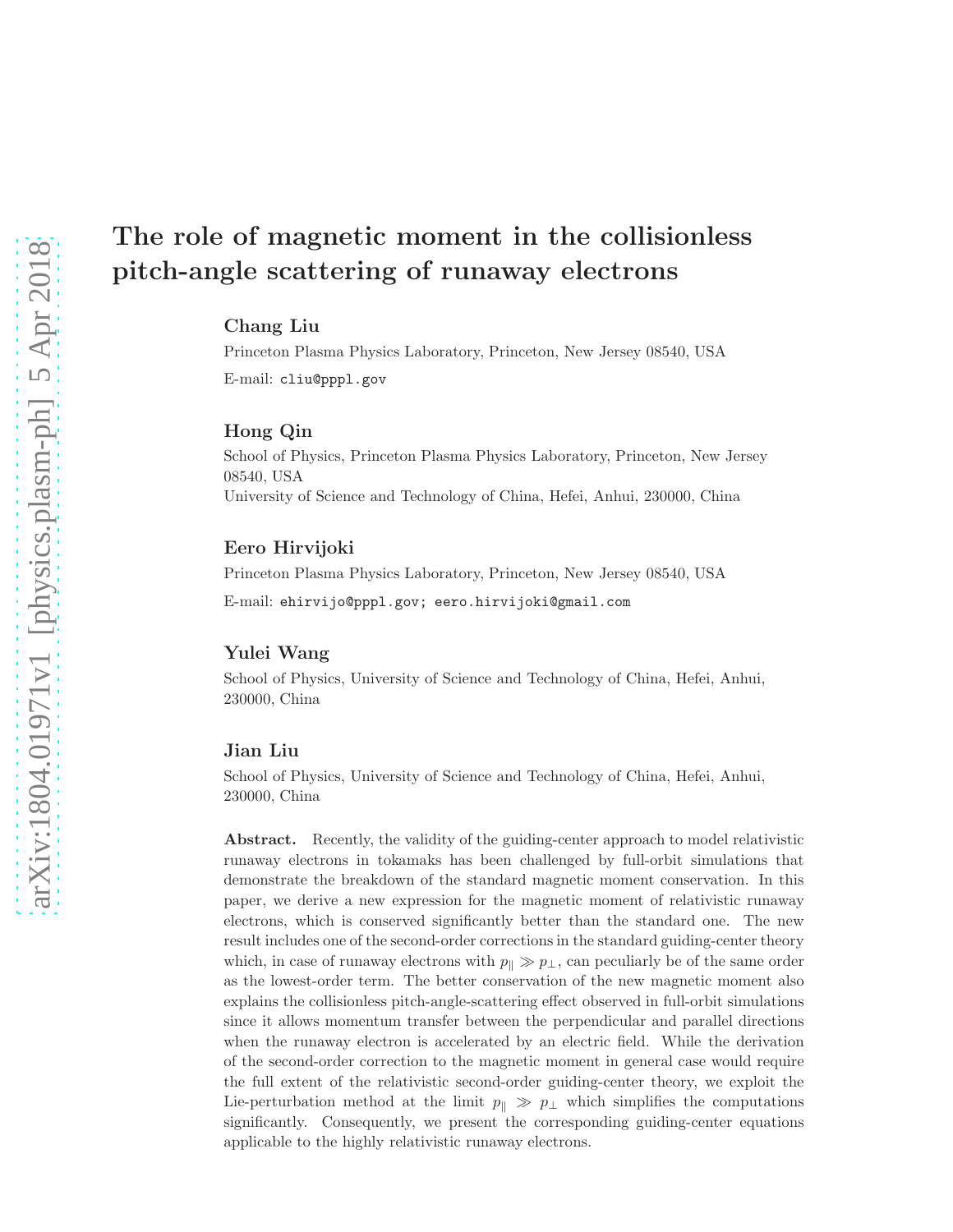# The role of magnetic moment in the collisionless pitch-angle scattering of runaway electrons

**Chang Liu**

Princeton Plasma Physics Laboratory, Princeton, New Jersey 08540, USA

E-mail: cliu@pppl.gov

**Hong Qin**

School of Physics, Princeton Plasma Physics Laboratory, Princeton, New Jersey 08540, USA

University of Science and Technology of China, Hefei, Anhui, 230000, China

**Eero Hirvijoki**

Princeton Plasma Physics Laboratory, Princeton, New Jersey 08540, USA

E-mail: ehirvijo@pppl.gov; eero.hirvijoki@gmail.com

**Yulei Wang**

School of Physics, University of Science and Technology of China, Hefei, Anhui, 230000, China

**Jian Liu**

School of Physics, University of Science and Technology of China, Hefei, Anhui, 230000, China

**Abstract.** Recently, the validity of the guiding-center approach to model relativistic runaway electrons in tokamaks has been challenged by full-orbit simulations that demonstrate the breakdown of the standard magnetic moment conservation. In this paper, we derive a new expression for the magnetic moment of relativistic runaway electrons, which is conserved significantly better than the standard one. The new result includes one of the second-order corrections in the standard guiding-center theory which, in case of runaway electrons with $p_\parallel \gg p_\perp$, can peculiarly be of the same order as the lowest-order term. The better conservation of the new magnetic moment also explains the collisionless pitch-angle-scattering effect observed in full-orbit simulations since it allows momentum transfer between the perpendicular and parallel directions when the runaway electron is accelerated by an electric field. While the derivation of the second-order correction to the magnetic moment in general case would require the full extent of the relativistic second-order guiding-center theory, we exploit the Lie-perturbation method at the limit $p_\parallel \gg p_\perp$ which simplifies the computations significantly. Consequently, we present the corresponding guiding-center equations applicable to the highly relativistic runaway electrons.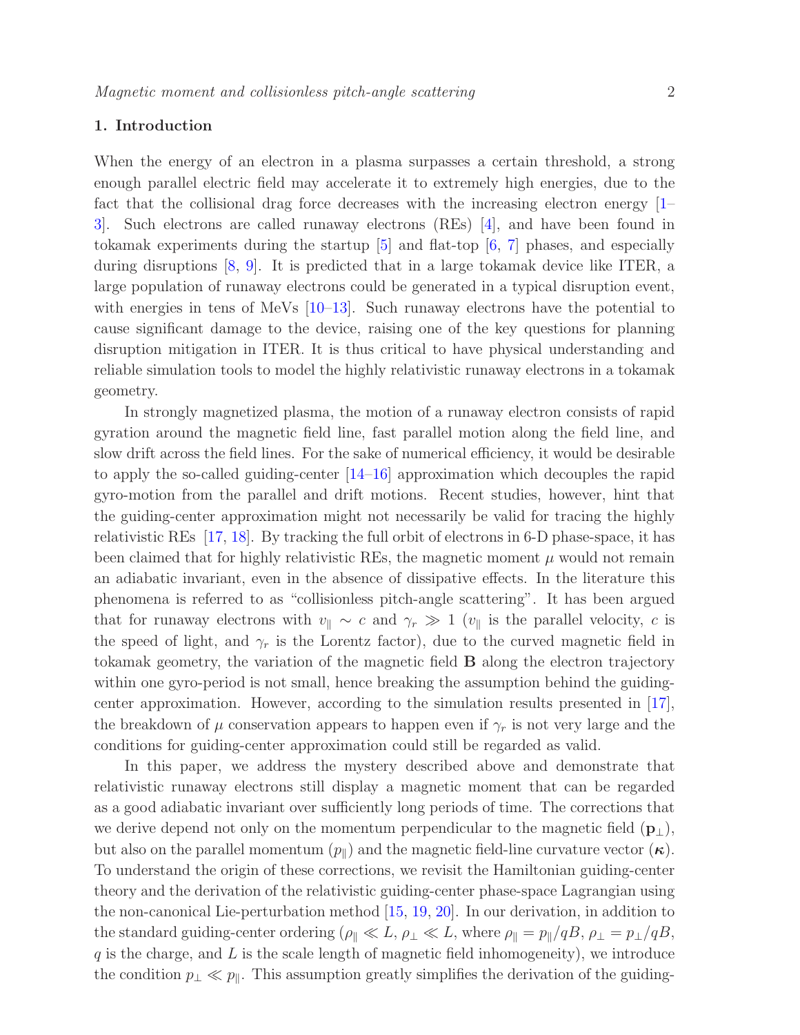## 1. Introduction

When the energy of an electron in a plasma surpasses a certain threshold, a strong enough parallel electric field may accelerate it to extremely high energies, due to the fact that the collisional drag force decreases with the increasing electron energy [1–3]. Such electrons are called runaway electrons (REs) [4], and have been found in tokamak experiments during the startup [5] and flat-top [6, 7] phases, and especially during disruptions [8, 9]. It is predicted that in a large tokamak device like ITER, a large population of runaway electrons could be generated in a typical disruption event, with energies in tens of MeVs [10–13]. Such runaway electrons have the potential to cause significant damage to the device, raising one of the key questions for planning disruption mitigation in ITER. It is thus critical to have physical understanding and reliable simulation tools to model the highly relativistic runaway electrons in a tokamak geometry.

In strongly magnetized plasma, the motion of a runaway electron consists of rapid gyration around the magnetic field line, fast parallel motion along the field line, and slow drift across the field lines. For the sake of numerical efficiency, it would be desirable to apply the so-called guiding-center [14–16] approximation which decouples the rapid gyro-motion from the parallel and drift motions. Recent studies, however, hint that the guiding-center approximation might not necessarily be valid for tracing the highly relativistic REs [17, 18]. By tracking the full orbit of electrons in 6-D phase-space, it has been claimed that for highly relativistic REs, the magnetic moment $\mu$ would not remain an adiabatic invariant, even in the absence of dissipative effects. In the literature this phenomena is referred to as "collisionless pitch-angle scattering". It has been argued that for runaway electrons with $v_\parallel \sim c$ and $\gamma_r \gg 1$ ($v_\parallel$ is the parallel velocity, $c$ is the speed of light, and $\gamma_r$ is the Lorentz factor), due to the curved magnetic field in tokamak geometry, the variation of the magnetic field $\mathbf{B}$ along the electron trajectory within one gyro-period is not small, hence breaking the assumption behind the guiding-center approximation. However, according to the simulation results presented in [17], the breakdown of $\mu$ conservation appears to happen even if $\gamma_r$ is not very large and the conditions for guiding-center approximation could still be regarded as valid.

In this paper, we address the mystery described above and demonstrate that relativistic runaway electrons still display a magnetic moment that can be regarded as a good adiabatic invariant over sufficiently long periods of time. The corrections that we derive depend not only on the momentum perpendicular to the magnetic field ($\mathbf{p}_\perp$), but also on the parallel momentum ($p_\parallel$) and the magnetic field-line curvature vector ($\boldsymbol{\kappa}$). To understand the origin of these corrections, we revisit the Hamiltonian guiding-center theory and the derivation of the relativistic guiding-center phase-space Lagrangian using the non-canonical Lie-perturbation method [15, 19, 20]. In our derivation, in addition to the standard guiding-center ordering ($\rho_\parallel \ll L$, $\rho_\perp \ll L$, where $\rho_\parallel = p_\parallel/qB$, $\rho_\perp = p_\perp/qB$, $q$ is the charge, and $L$ is the scale length of magnetic field inhomogeneity), we introduce the condition $p_\perp \ll p_\parallel$. This assumption greatly simplifies the derivation of the guiding-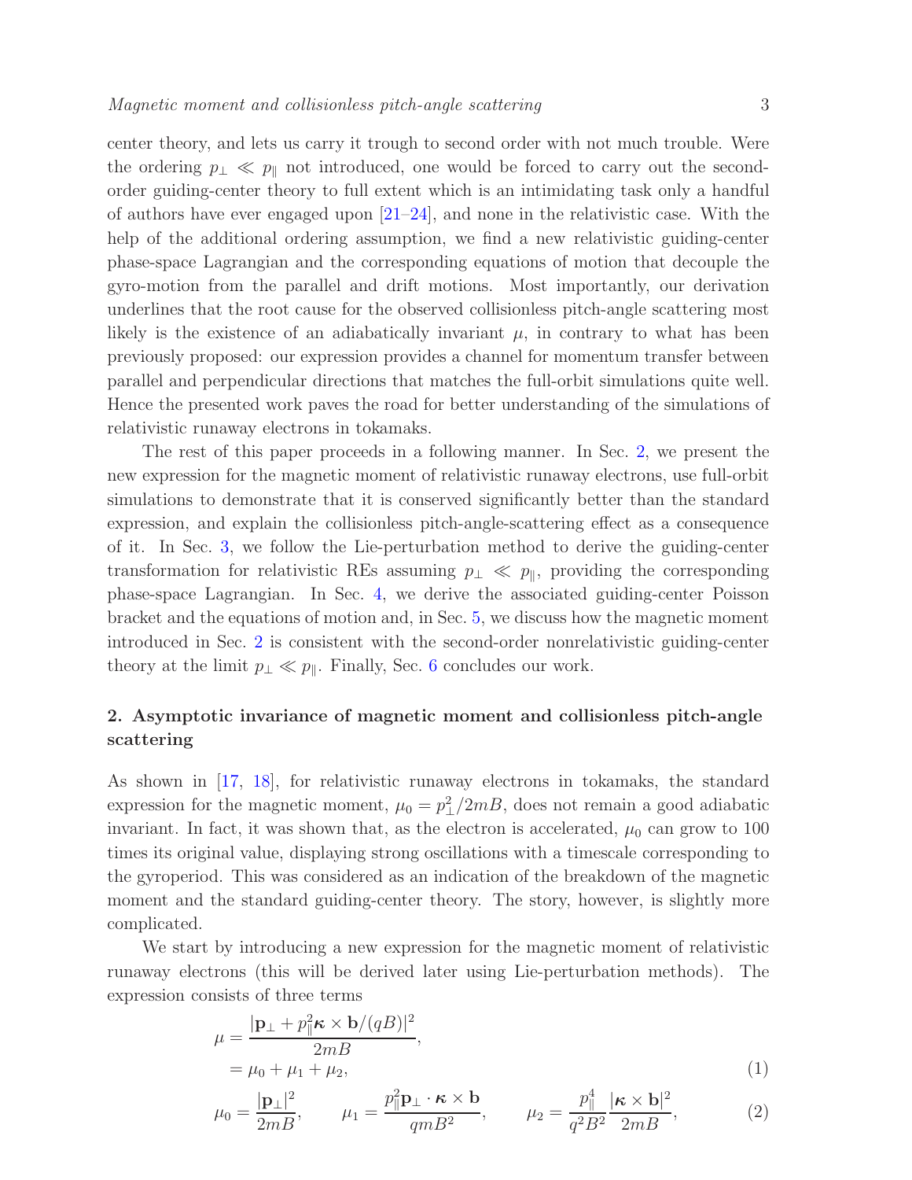center theory, and lets us carry it trough to second order with not much trouble. Were the ordering $p_\perp \ll p_\parallel$ not introduced, one would be forced to carry out the second-order guiding-center theory to full extent which is an intimidating task only a handful of authors have ever engaged upon [21–24], and none in the relativistic case. With the help of the additional ordering assumption, we find a new relativistic guiding-center phase-space Lagrangian and the corresponding equations of motion that decouple the gyro-motion from the parallel and drift motions. Most importantly, our derivation underlines that the root cause for the observed collisionless pitch-angle scattering most likely is the existence of an adiabatically invariant $\mu$, in contrary to what has been previously proposed: our expression provides a channel for momentum transfer between parallel and perpendicular directions that matches the full-orbit simulations quite well. Hence the presented work paves the road for better understanding of the simulations of relativistic runaway electrons in tokamaks.

The rest of this paper proceeds in a following manner. In Sec. 2, we present the new expression for the magnetic moment of relativistic runaway electrons, use full-orbit simulations to demonstrate that it is conserved significantly better than the standard expression, and explain the collisionless pitch-angle-scattering effect as a consequence of it. In Sec. 3, we follow the Lie-perturbation method to derive the guiding-center transformation for relativistic REs assuming $p_\perp \ll p_\parallel$, providing the corresponding phase-space Lagrangian. In Sec. 4, we derive the associated guiding-center Poisson bracket and the equations of motion and, in Sec. 5, we discuss how the magnetic moment introduced in Sec. 2 is consistent with the second-order nonrelativistic guiding-center theory at the limit $p_\perp \ll p_\parallel$. Finally, Sec. 6 concludes our work.

## 2. Asymptotic invariance of magnetic moment and collisionless pitch-angle scattering

As shown in [17, 18], for relativistic runaway electrons in tokamaks, the standard expression for the magnetic moment, $\mu_0 = p_\perp^2/2mB$, does not remain a good adiabatic invariant. In fact, it was shown that, as the electron is accelerated, $\mu_0$ can grow to 100 times its original value, displaying strong oscillations with a timescale corresponding to the gyroperiod. This was considered as an indication of the breakdown of the magnetic moment and the standard guiding-center theory. The story, however, is slightly more complicated.

We start by introducing a new expression for the magnetic moment of relativistic runaway electrons (this will be derived later using Lie-perturbation methods). The expression consists of three terms

$$
\begin{aligned}
\mu &= \frac{|\mathbf{p}_\perp + p_\parallel^2 \boldsymbol{\kappa}\times\mathbf{b}/(qB)|^2}{2mB}, \\
&= \mu_0 + \mu_1 + \mu_2,
\end{aligned}
\tag{1}
$$

$$
\mu_0 = \frac{|\mathbf{p}_\perp|^2}{2mB}, \qquad \mu_1 = \frac{p_\parallel^2 \mathbf{p}_\perp \cdot \boldsymbol{\kappa}\times\mathbf{b}}{qmB^2}, \qquad \mu_2 = \frac{p_\parallel^4}{q^2 B^2}\frac{|\boldsymbol{\kappa}\times\mathbf{b}|^2}{2mB}, \tag{2}
$$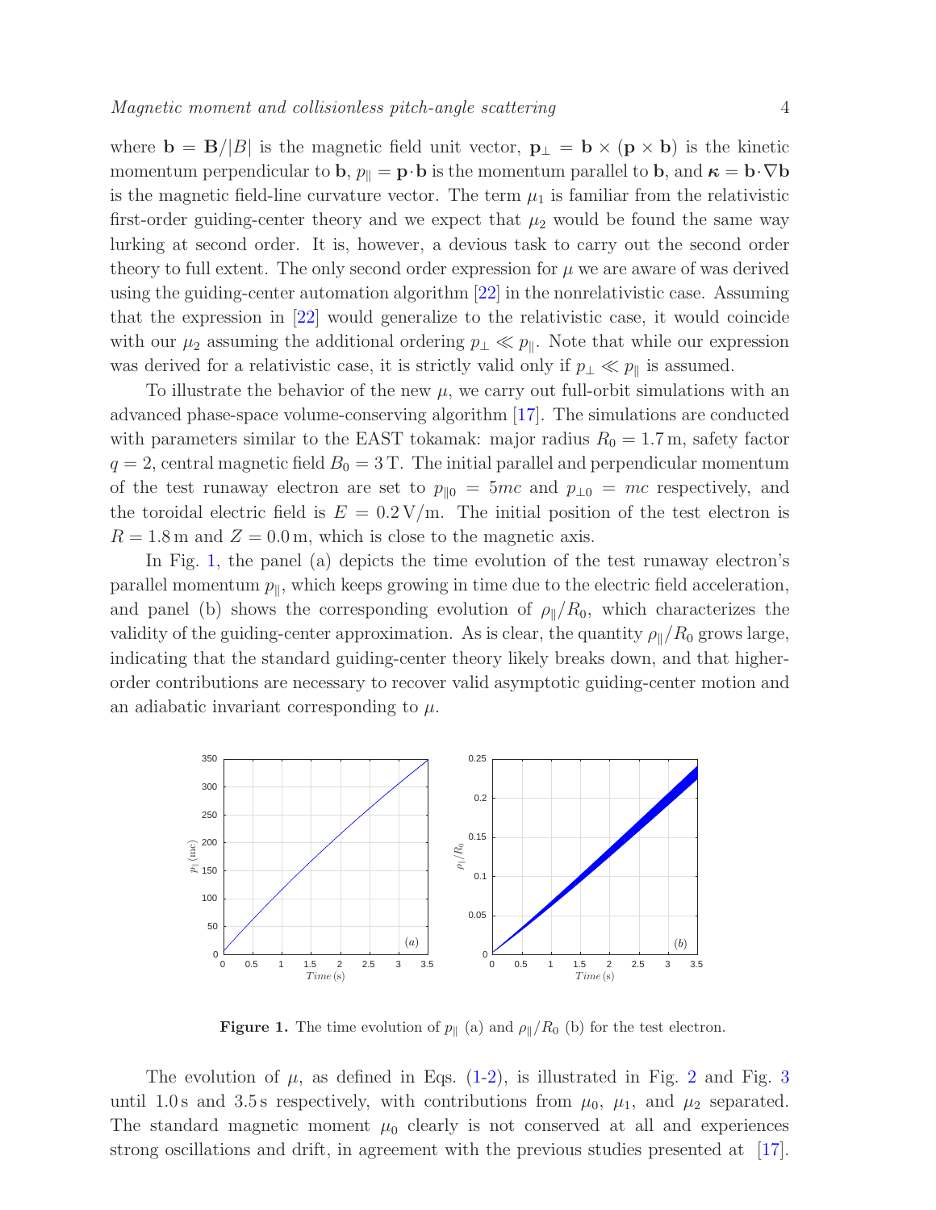where $\mathbf{b} = \mathbf{B}/|B|$ is the magnetic field unit vector, $\mathbf{p}_\perp = \mathbf{b} \times (\mathbf{p} \times \mathbf{b})$ is the kinetic momentum perpendicular to $\mathbf{b}$, $p_\parallel = \mathbf{p} \cdot \mathbf{b}$ is the momentum parallel to $\mathbf{b}$, and $\boldsymbol{\kappa} = \mathbf{b} \cdot \nabla \mathbf{b}$ is the magnetic field-line curvature vector. The term $\mu_1$ is familiar from the relativistic first-order guiding-center theory and we expect that $\mu_2$ would be found the same way lurking at second order. It is, however, a devious task to carry out the second order theory to full extent. The only second order expression for $\mu$ we are aware of was derived using the guiding-center automation algorithm [22] in the nonrelativistic case. Assuming that the expression in [22] would generalize to the relativistic case, it would coincide with our $\mu_2$ assuming the additional ordering $p_\perp \ll p_\parallel$. Note that while our expression was derived for a relativistic case, it is strictly valid only if $p_\perp \ll p_\parallel$ is assumed.

To illustrate the behavior of the new $\mu$, we carry out full-orbit simulations with an advanced phase-space volume-conserving algorithm [17]. The simulations are conducted with parameters similar to the EAST tokamak: major radius $R_0 = 1.7\,\mathrm{m}$, safety factor $q = 2$, central magnetic field $B_0 = 3\,\mathrm{T}$. The initial parallel and perpendicular momentum of the test runaway electron are set to $p_{\parallel 0} = 5mc$ and $p_{\perp 0} = mc$ respectively, and the toroidal electric field is $E = 0.2\,\mathrm{V/m}$. The initial position of the test electron is $R = 1.8\,\mathrm{m}$ and $Z = 0.0\,\mathrm{m}$, which is close to the magnetic axis.

In Fig. 1, the panel (a) depicts the time evolution of the test runaway electron's parallel momentum $p_\parallel$, which keeps growing in time due to the electric field acceleration, and panel (b) shows the corresponding evolution of $\rho_\parallel / R_0$, which characterizes the validity of the guiding-center approximation. As is clear, the quantity $\rho_\parallel / R_0$ grows large, indicating that the standard guiding-center theory likely breaks down, and that higher-order contributions are necessary to recover valid asymptotic guiding-center motion and an adiabatic invariant corresponding to $\mu$.

**Figure 1.** The time evolution of $p_\parallel$ (a) and $\rho_\parallel / R_0$ (b) for the test electron.

The evolution of $\mu$, as defined in Eqs. (1-2), is illustrated in Fig. 2 and Fig. 3 until 1.0 s and 3.5 s respectively, with contributions from $\mu_0$, $\mu_1$, and $\mu_2$ separated. The standard magnetic moment $\mu_0$ clearly is not conserved at all and experiences strong oscillations and drift, in agreement with the previous studies presented at [17].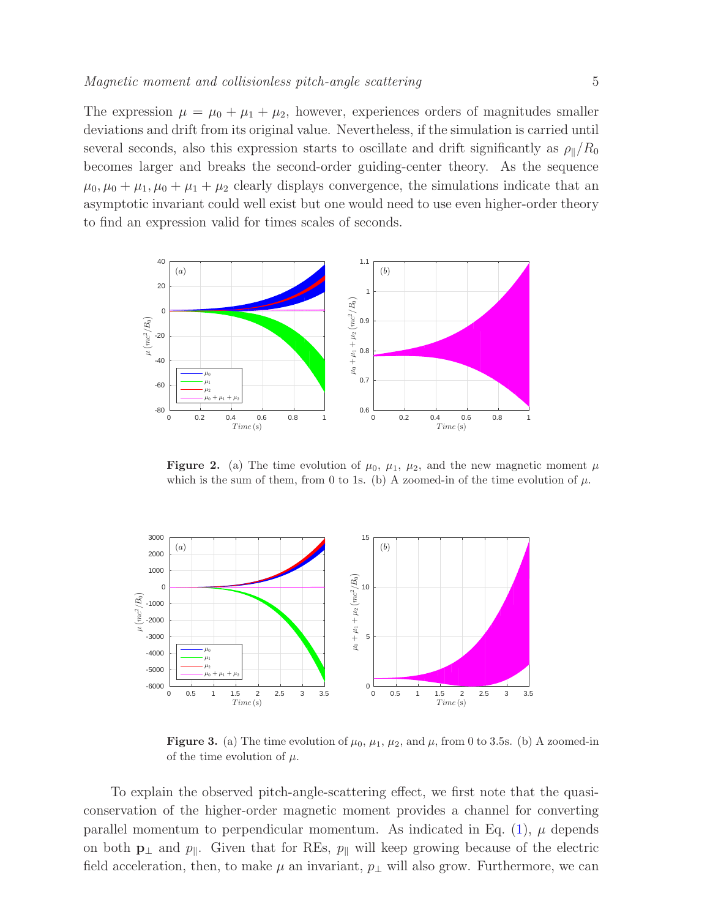The expression $\mu = \mu_0 + \mu_1 + \mu_2$, however, experiences orders of magnitudes smaller deviations and drift from its original value. Nevertheless, if the simulation is carried until several seconds, also this expression starts to oscillate and drift significantly as $\rho_\parallel/R_0$ becomes larger and breaks the second-order guiding-center theory. As the sequence $\mu_0, \mu_0 + \mu_1, \mu_0 + \mu_1 + \mu_2$ clearly displays convergence, the simulations indicate that an asymptotic invariant could well exist but one would need to use even higher-order theory to find an expression valid for times scales of seconds.

(a)
40
20
0
-20
-40
-60
-80
$\mu\,(mc^2/B_0)$
0 0.2 0.4 0.6 0.8 1
$Time\,(\mathrm{s})$
$\mu_0$
$\mu_1$
$\mu_2$
$\mu_0+\mu_1+\mu_2$

(b)
1.1
1
0.9
0.8
0.7
0.6
$\mu_0+\mu_1+\mu_2\,(mc^2/B_0)$
0 0.2 0.4 0.6 0.8 1
$Time\,(\mathrm{s})$

**Figure 2.** (a) The time evolution of $\mu_0$, $\mu_1$, $\mu_2$, and the new magnetic moment $\mu$ which is the sum of them, from 0 to 1s. (b) A zoomed-in of the time evolution of $\mu$.

(a)
3000
2000
1000
0
-1000
-2000
-3000
-4000
-5000
-6000
$\mu\,(mc^2/B_0)$
0 0.5 1 1.5 2 2.5 3 3.5
$Time\,(\mathrm{s})$
$\mu_0$
$\mu_1$
$\mu_2$
$\mu_0+\mu_1+\mu_2$

(b)
15
10
5
0
$\mu_0+\mu_1+\mu_2\,(mc^2/B_0)$
0 0.5 1 1.5 2 2.5 3 3.5
$Time\,(\mathrm{s})$

**Figure 3.** (a) The time evolution of $\mu_0$, $\mu_1$, $\mu_2$, and $\mu$, from 0 to 3.5s. (b) A zoomed-in of the time evolution of $\mu$.

To explain the observed pitch-angle-scattering effect, we first note that the quasi-conservation of the higher-order magnetic moment provides a channel for converting parallel momentum to perpendicular momentum. As indicated in Eq. (1), $\mu$ depends on both $\mathbf{p}_\perp$ and $p_\parallel$. Given that for REs, $p_\parallel$ will keep growing because of the electric field acceleration, then, to make $\mu$ an invariant, $p_\perp$ will also grow. Furthermore, we can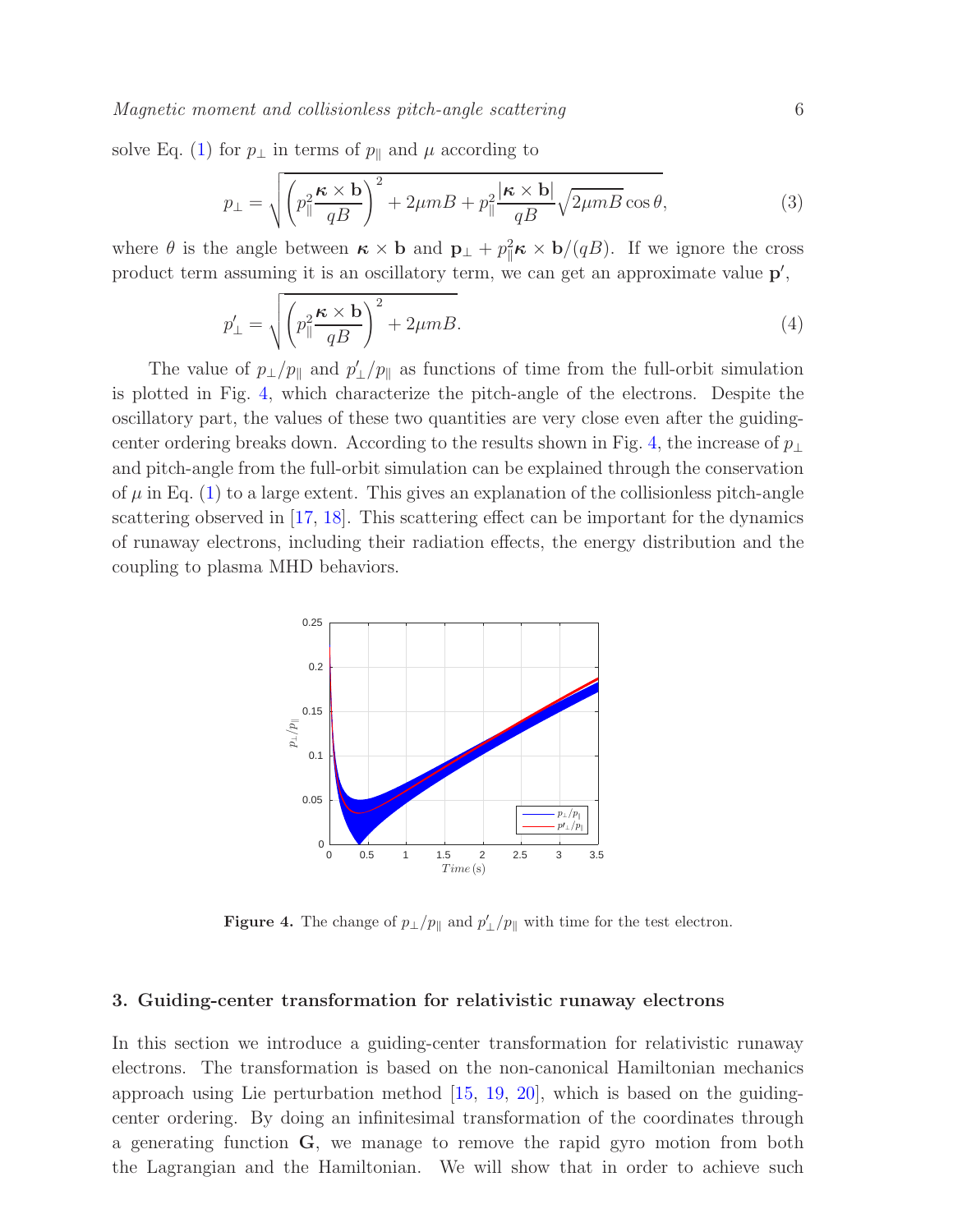solve Eq. (1) for $p_\perp$ in terms of $p_\parallel$ and $\mu$ according to

$$p_\perp = \sqrt{\left(p_\parallel^2 \frac{\boldsymbol{\kappa} \times \mathbf{b}}{qB}\right)^2 + 2\mu m B + p_\parallel^2 \frac{|\boldsymbol{\kappa} \times \mathbf{b}|}{qB} \sqrt{2\mu m B} \cos\theta}, \tag{3}$$

where $\theta$ is the angle between $\boldsymbol{\kappa} \times \mathbf{b}$ and $\mathbf{p}_\perp + p_\parallel^2 \boldsymbol{\kappa} \times \mathbf{b}/(qB)$. If we ignore the cross product term assuming it is an oscillatory term, we can get an approximate value $\mathbf{p}'$,

$$p'_\perp = \sqrt{\left(p_\parallel^2 \frac{\boldsymbol{\kappa} \times \mathbf{b}}{qB}\right)^2 + 2\mu m B}. \tag{4}$$

The value of $p_\perp/p_\parallel$ and $p'_\perp/p_\parallel$ as functions of time from the full-orbit simulation is plotted in Fig. 4, which characterize the pitch-angle of the electrons. Despite the oscillatory part, the values of these two quantities are very close even after the guiding-center ordering breaks down. According to the results shown in Fig. 4, the increase of $p_\perp$ and pitch-angle from the full-orbit simulation can be explained through the conservation of $\mu$ in Eq. (1) to a large extent. This gives an explanation of the collisionless pitch-angle scattering observed in [17, 18]. This scattering effect can be important for the dynamics of runaway electrons, including their radiation effects, the energy distribution and the coupling to plasma MHD behaviors.

0.25
0.2
0.15
0.1
0.05
0
$p_\perp/p_\parallel$
0
0.5
1
1.5
2
2.5
3
3.5
$Time\,(s)$
$p_\perp/p_\parallel$
$p'_\perp/p_\parallel$

**Figure 4.** The change of $p_\perp/p_\parallel$ and $p'_\perp/p_\parallel$ with time for the test electron.

## 3. Guiding-center transformation for relativistic runaway electrons

In this section we introduce a guiding-center transformation for relativistic runaway electrons. The transformation is based on the non-canonical Hamiltonian mechanics approach using Lie perturbation method [15, 19, 20], which is based on the guiding-center ordering. By doing an infinitesimal transformation of the coordinates through a generating function $\mathbf{G}$, we manage to remove the rapid gyro motion from both the Lagrangian and the Hamiltonian. We will show that in order to achieve such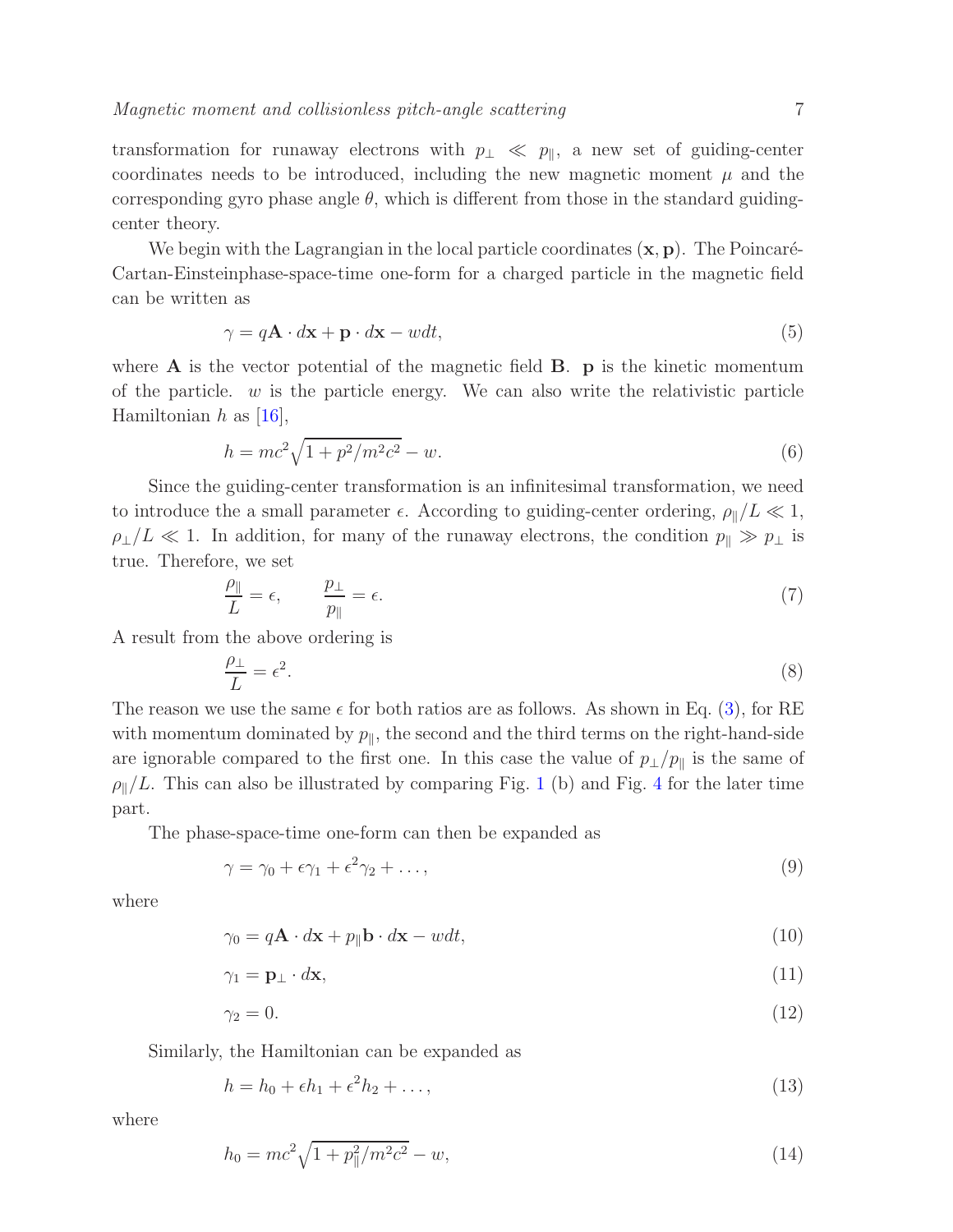transformation for runaway electrons with $p_\perp \ll p_\parallel$, a new set of guiding-center coordinates needs to be introduced, including the new magnetic moment $\mu$ and the corresponding gyro phase angle $\theta$, which is different from those in the standard guiding-center theory.

We begin with the Lagrangian in the local particle coordinates $(\mathbf{x}, \mathbf{p})$. The Poincaré-Cartan-Einsteinphase-space-time one-form for a charged particle in the magnetic field can be written as

$$\gamma = q\mathbf{A} \cdot d\mathbf{x} + \mathbf{p} \cdot d\mathbf{x} - w dt, \tag{5}$$

where $\mathbf{A}$ is the vector potential of the magnetic field $\mathbf{B}$. $\mathbf{p}$ is the kinetic momentum of the particle. $w$ is the particle energy. We can also write the relativistic particle Hamiltonian $h$ as [16],

$$h = mc^2\sqrt{1 + p^2/m^2c^2} - w. \tag{6}$$

Since the guiding-center transformation is an infinitesimal transformation, we need to introduce the a small parameter $\epsilon$. According to guiding-center ordering, $\rho_\parallel/L \ll 1$, $\rho_\perp/L \ll 1$. In addition, for many of the runaway electrons, the condition $p_\parallel \gg p_\perp$ is true. Therefore, we set

$$\frac{\rho_\parallel}{L} = \epsilon, \qquad \frac{p_\perp}{p_\parallel} = \epsilon. \tag{7}$$

A result from the above ordering is

$$\frac{\rho_\perp}{L} = \epsilon^2. \tag{8}$$

The reason we use the same $\epsilon$ for both ratios are as follows. As shown in Eq. (3), for RE with momentum dominated by $p_\parallel$, the second and the third terms on the right-hand-side are ignorable compared to the first one. In this case the value of $p_\perp/p_\parallel$ is the same of $\rho_\parallel/L$. This can also be illustrated by comparing Fig. 1 (b) and Fig. 4 for the later time part.

The phase-space-time one-form can then be expanded as

$$\gamma = \gamma_0 + \epsilon\gamma_1 + \epsilon^2\gamma_2 + \ldots, \tag{9}$$

where

$$\gamma_0 = q\mathbf{A} \cdot d\mathbf{x} + p_\parallel \mathbf{b} \cdot d\mathbf{x} - w dt, \tag{10}$$

$$\gamma_1 = \mathbf{p}_\perp \cdot d\mathbf{x}, \tag{11}$$

$$\gamma_2 = 0. \tag{12}$$

Similarly, the Hamiltonian can be expanded as

$$h = h_0 + \epsilon h_1 + \epsilon^2 h_2 + \ldots, \tag{13}$$

where

$$h_0 = mc^2\sqrt{1 + p_\parallel^2/m^2c^2} - w, \tag{14}$$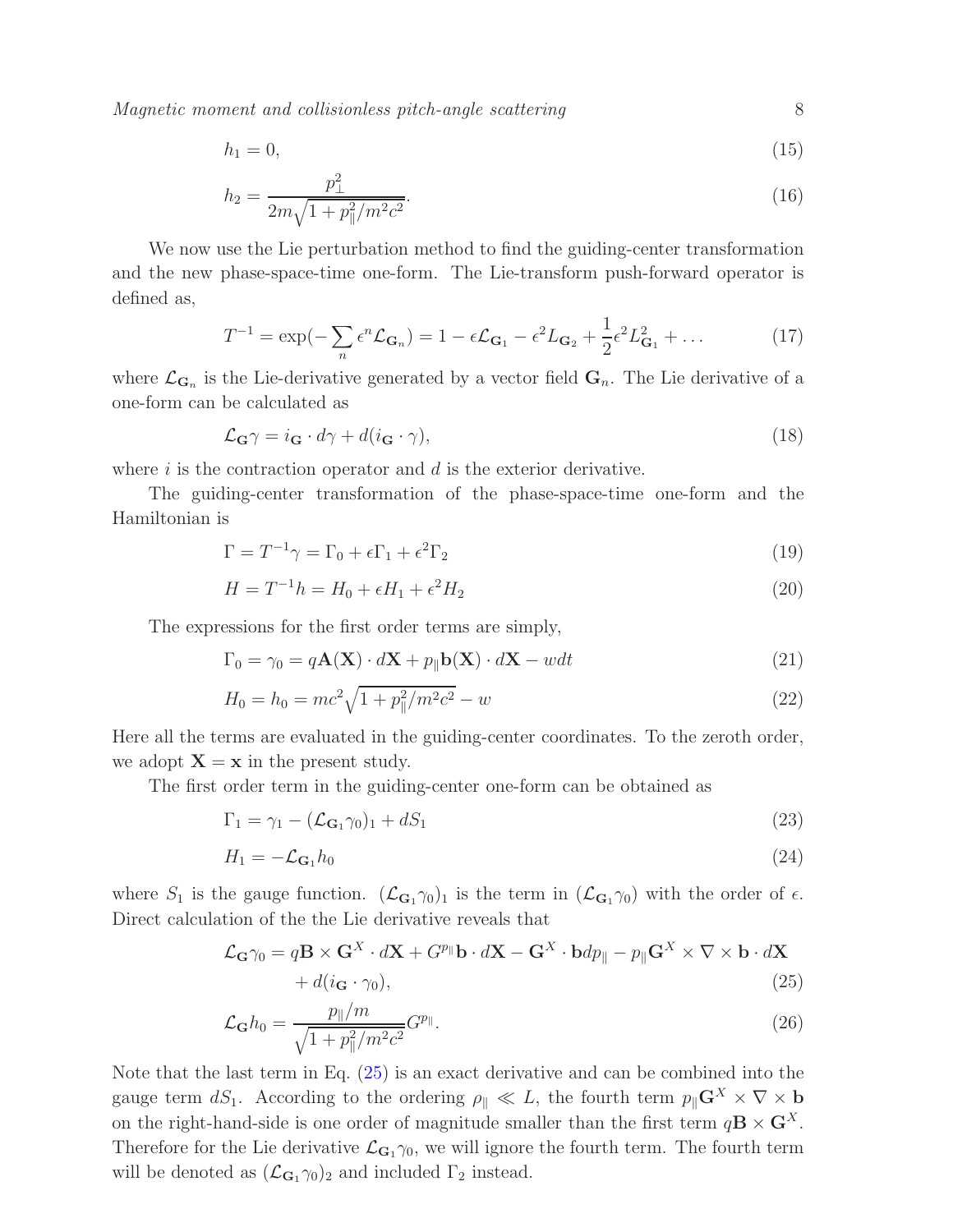$$h_1 = 0, \tag{15}$$

$$h_2 = \frac{p_\perp^2}{2m\sqrt{1 + p_\parallel^2/m^2c^2}}. \tag{16}$$

We now use the Lie perturbation method to find the guiding-center transformation and the new phase-space-time one-form. The Lie-transform push-forward operator is defined as,

$$T^{-1} = \exp(-\sum_n \epsilon^n \mathcal{L}_{\mathbf{G}_n}) = 1 - \epsilon \mathcal{L}_{\mathbf{G}_1} - \epsilon^2 L_{\mathbf{G}_2} + \frac{1}{2}\epsilon^2 L_{\mathbf{G}_1}^2 + \ldots \tag{17}$$

where $\mathcal{L}_{\mathbf{G}_n}$ is the Lie-derivative generated by a vector field $\mathbf{G}_n$. The Lie derivative of a one-form can be calculated as

$$\mathcal{L}_{\mathbf{G}}\gamma = i_{\mathbf{G}} \cdot d\gamma + d(i_{\mathbf{G}} \cdot \gamma), \tag{18}$$

where $i$ is the contraction operator and $d$ is the exterior derivative.

The guiding-center transformation of the phase-space-time one-form and the Hamiltonian is

$$\Gamma = T^{-1}\gamma = \Gamma_0 + \epsilon\Gamma_1 + \epsilon^2\Gamma_2 \tag{19}$$

$$H = T^{-1}h = H_0 + \epsilon H_1 + \epsilon^2 H_2 \tag{20}$$

The expressions for the first order terms are simply,

$$\Gamma_0 = \gamma_0 = q\mathbf{A}(\mathbf{X}) \cdot d\mathbf{X} + p_\parallel \mathbf{b}(\mathbf{X}) \cdot d\mathbf{X} - wdt \tag{21}$$

$$H_0 = h_0 = mc^2\sqrt{1 + p_\parallel^2/m^2c^2} - w \tag{22}$$

Here all the terms are evaluated in the guiding-center coordinates. To the zeroth order, we adopt $\mathbf{X} = \mathbf{x}$ in the present study.

The first order term in the guiding-center one-form can be obtained as

$$\Gamma_1 = \gamma_1 - (\mathcal{L}_{\mathbf{G}_1}\gamma_0)_1 + dS_1 \tag{23}$$

$$H_1 = -\mathcal{L}_{\mathbf{G}_1} h_0 \tag{24}$$

where $S_1$ is the gauge function. $(\mathcal{L}_{\mathbf{G}_1}\gamma_0)_1$ is the term in $(\mathcal{L}_{\mathbf{G}_1}\gamma_0)$ with the order of $\epsilon$. Direct calculation of the the Lie derivative reveals that

$$\begin{aligned}\mathcal{L}_{\mathbf{G}}\gamma_0 = {} & q\mathbf{B} \times \mathbf{G}^X \cdot d\mathbf{X} + G^{p_\parallel}\mathbf{b} \cdot d\mathbf{X} - \mathbf{G}^X \cdot \mathbf{b}dp_\parallel - p_\parallel \mathbf{G}^X \times \nabla \times \mathbf{b} \cdot d\mathbf{X} \\ & + d(i_{\mathbf{G}} \cdot \gamma_0),\end{aligned} \tag{25}$$

$$\mathcal{L}_{\mathbf{G}} h_0 = \frac{p_\parallel/m}{\sqrt{1 + p_\parallel^2/m^2c^2}} G^{p_\parallel}. \tag{26}$$

Note that the last term in Eq. (25) is an exact derivative and can be combined into the gauge term $dS_1$. According to the ordering $\rho_\parallel \ll L$, the fourth term $p_\parallel \mathbf{G}^X \times \nabla \times \mathbf{b}$ on the right-hand-side is one order of magnitude smaller than the first term $q\mathbf{B} \times \mathbf{G}^X$. Therefore for the Lie derivative $\mathcal{L}_{\mathbf{G}_1}\gamma_0$, we will ignore the fourth term. The fourth term will be denoted as $(\mathcal{L}_{\mathbf{G}_1}\gamma_0)_2$ and included $\Gamma_2$ instead.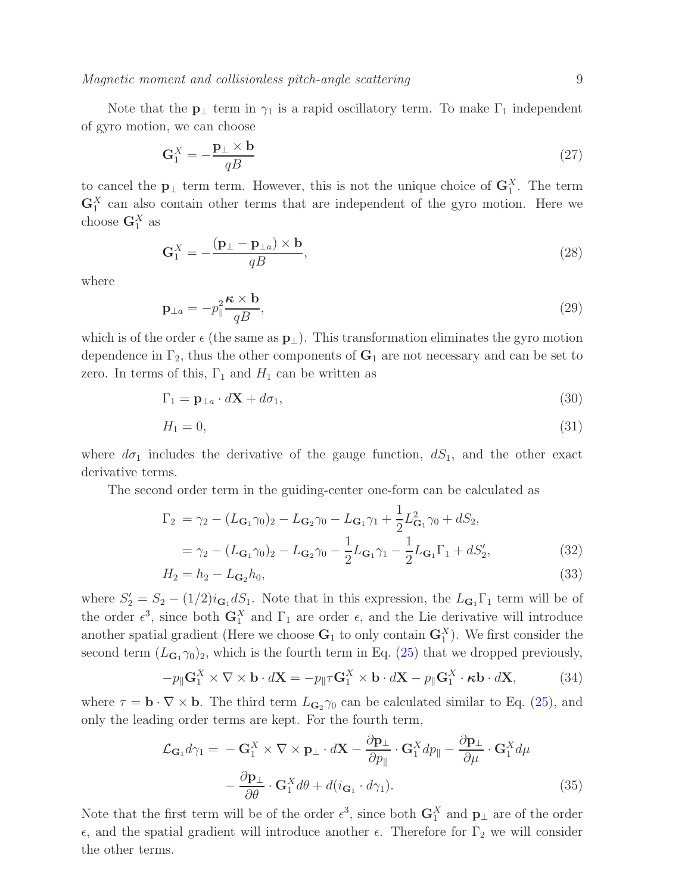Note that the $\mathbf{p}_\perp$ term in $\gamma_1$ is a rapid oscillatory term. To make $\Gamma_1$ independent of gyro motion, we can choose

$$\mathbf{G}_1^X = -\frac{\mathbf{p}_\perp \times \mathbf{b}}{qB} \tag{27}$$

to cancel the $\mathbf{p}_\perp$ term term. However, this is not the unique choice of $\mathbf{G}_1^X$. The term $\mathbf{G}_1^X$ can also contain other terms that are independent of the gyro motion. Here we choose $\mathbf{G}_1^X$ as

$$\mathbf{G}_1^X = -\frac{(\mathbf{p}_\perp - \mathbf{p}_{\perp a}) \times \mathbf{b}}{qB}, \tag{28}$$

where

$$\mathbf{p}_{\perp a} = -p_\parallel^2 \frac{\boldsymbol{\kappa} \times \mathbf{b}}{qB}, \tag{29}$$

which is of the order $\epsilon$ (the same as $\mathbf{p}_\perp$). This transformation eliminates the gyro motion dependence in $\Gamma_2$, thus the other components of $\mathbf{G}_1$ are not necessary and can be set to zero. In terms of this, $\Gamma_1$ and $H_1$ can be written as

$$\Gamma_1 = \mathbf{p}_{\perp a} \cdot d\mathbf{X} + d\sigma_1, \tag{30}$$

$$H_1 = 0, \tag{31}$$

where $d\sigma_1$ includes the derivative of the gauge function, $dS_1$, and the other exact derivative terms.

The second order term in the guiding-center one-form can be calculated as

$$\begin{aligned}
\Gamma_2 &= \gamma_2 - (L_{\mathbf{G}_1}\gamma_0)_2 - L_{\mathbf{G}_2}\gamma_0 - L_{\mathbf{G}_1}\gamma_1 + \frac{1}{2}L_{\mathbf{G}_1}^2\gamma_0 + dS_2, \\
&= \gamma_2 - (L_{\mathbf{G}_1}\gamma_0)_2 - L_{\mathbf{G}_2}\gamma_0 - \frac{1}{2}L_{\mathbf{G}_1}\gamma_1 - \frac{1}{2}L_{\mathbf{G}_1}\Gamma_1 + dS_2',
\end{aligned} \tag{32}$$

$$H_2 = h_2 - L_{\mathbf{G}_2} h_0, \tag{33}$$

where $S_2' = S_2 - (1/2) i_{\mathbf{G}_1} dS_1$. Note that in this expression, the $L_{\mathbf{G}_1}\Gamma_1$ term will be of the order $\epsilon^3$, since both $\mathbf{G}_1^X$ and $\Gamma_1$ are order $\epsilon$, and the Lie derivative will introduce another spatial gradient (Here we choose $\mathbf{G}_1$ to only contain $\mathbf{G}_1^X$). We first consider the second term $(L_{\mathbf{G}_1}\gamma_0)_2$, which is the fourth term in Eq. (25) that we dropped previously,

$$-p_\parallel \mathbf{G}_1^X \times \nabla \times \mathbf{b} \cdot d\mathbf{X} = -p_\parallel \tau \mathbf{G}_1^X \times \mathbf{b} \cdot d\mathbf{X} - p_\parallel \mathbf{G}_1^X \cdot \boldsymbol{\kappa}\mathbf{b} \cdot d\mathbf{X}, \tag{34}$$

where $\tau = \mathbf{b} \cdot \nabla \times \mathbf{b}$. The third term $L_{\mathbf{G}_2}\gamma_0$ can be calculated similar to Eq. (25), and only the leading order terms are kept. For the fourth term,

$$\begin{aligned}
\mathcal{L}_{\mathbf{G}_1} d\gamma_1 = &-\mathbf{G}_1^X \times \nabla \times \mathbf{p}_\perp \cdot d\mathbf{X} - \frac{\partial \mathbf{p}_\perp}{\partial p_\parallel} \cdot \mathbf{G}_1^X dp_\parallel - \frac{\partial \mathbf{p}_\perp}{\partial \mu} \cdot \mathbf{G}_1^X d\mu \\
&- \frac{\partial \mathbf{p}_\perp}{\partial \theta} \cdot \mathbf{G}_1^X d\theta + d(i_{\mathbf{G}_1} \cdot d\gamma_1).
\end{aligned} \tag{35}$$

Note that the first term will be of the order $\epsilon^3$, since both $\mathbf{G}_1^X$ and $\mathbf{p}_\perp$ are of the order $\epsilon$, and the spatial gradient will introduce another $\epsilon$. Therefore for $\Gamma_2$ we will consider the other terms.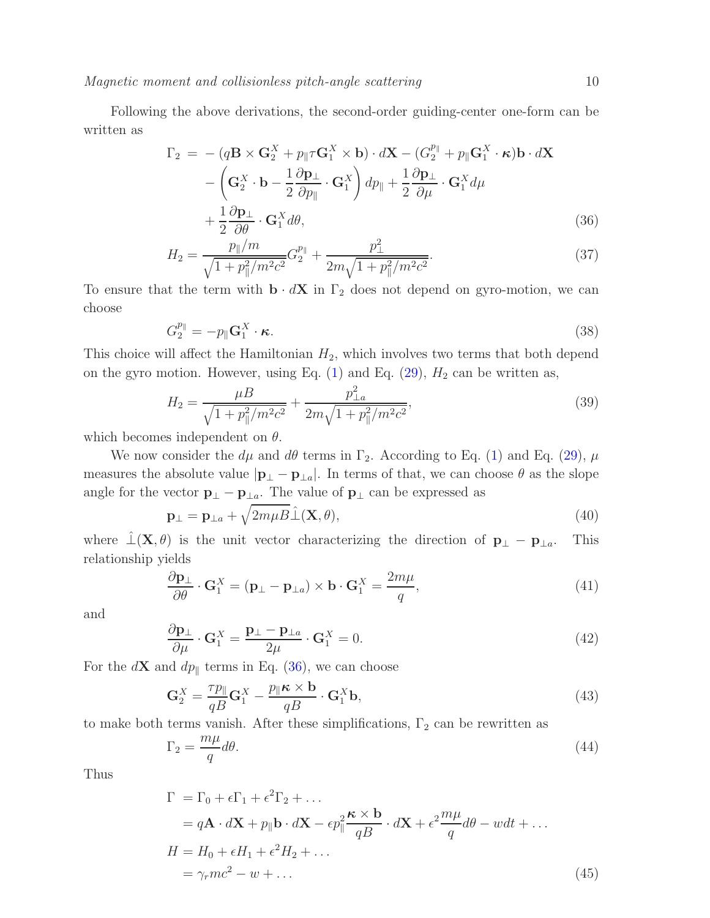Following the above derivations, the second-order guiding-center one-form can be written as

$$
\begin{aligned}
\Gamma_2 \;=\; & -\left(q\mathbf{B}\times\mathbf{G}_2^X + p_\parallel \tau \mathbf{G}_1^X \times \mathbf{b}\right)\cdot d\mathbf{X} - \left(G_2^{p_\parallel} + p_\parallel \mathbf{G}_1^X\cdot\boldsymbol{\kappa}\right)\mathbf{b}\cdot d\mathbf{X} \\
& - \left(\mathbf{G}_2^X\cdot\mathbf{b} - \frac{1}{2}\frac{\partial \mathbf{p}_\perp}{\partial p_\parallel}\cdot\mathbf{G}_1^X\right)dp_\parallel + \frac{1}{2}\frac{\partial \mathbf{p}_\perp}{\partial \mu}\cdot\mathbf{G}_1^X d\mu \\
& + \frac{1}{2}\frac{\partial \mathbf{p}_\perp}{\partial \theta}\cdot\mathbf{G}_1^X d\theta,
\end{aligned}
\tag{36}
$$

$$
H_2 = \frac{p_\parallel/m}{\sqrt{1+p_\parallel^2/m^2c^2}} G_2^{p_\parallel} + \frac{p_\perp^2}{2m\sqrt{1+p_\parallel^2/m^2c^2}}. \tag{37}
$$

To ensure that the term with $\mathbf{b}\cdot d\mathbf{X}$ in $\Gamma_2$ does not depend on gyro-motion, we can choose

$$
G_2^{p_\parallel} = -p_\parallel \mathbf{G}_1^X\cdot\boldsymbol{\kappa}. \tag{38}
$$

This choice will affect the Hamiltonian $H_2$, which involves two terms that both depend on the gyro motion. However, using Eq. (1) and Eq. (29), $H_2$ can be written as,

$$
H_2 = \frac{\mu B}{\sqrt{1+p_\parallel^2/m^2c^2}} + \frac{p_{\perp a}^2}{2m\sqrt{1+p_\parallel^2/m^2c^2}}, \tag{39}
$$

which becomes independent on $\theta$.

We now consider the $d\mu$ and $d\theta$ terms in $\Gamma_2$. According to Eq. (1) and Eq. (29), $\mu$ measures the absolute value $|\mathbf{p}_\perp - \mathbf{p}_{\perp a}|$. In terms of that, we can choose $\theta$ as the slope angle for the vector $\mathbf{p}_\perp - \mathbf{p}_{\perp a}$. The value of $\mathbf{p}_\perp$ can be expressed as

$$
\mathbf{p}_\perp = \mathbf{p}_{\perp a} + \sqrt{2m\mu B}\,\hat{\perp}(\mathbf{X},\theta), \tag{40}
$$

where $\hat{\perp}(\mathbf{X},\theta)$ is the unit vector characterizing the direction of $\mathbf{p}_\perp - \mathbf{p}_{\perp a}$. This relationship yields

$$
\frac{\partial \mathbf{p}_\perp}{\partial \theta}\cdot\mathbf{G}_1^X = (\mathbf{p}_\perp - \mathbf{p}_{\perp a})\times\mathbf{b}\cdot\mathbf{G}_1^X = \frac{2m\mu}{q}, \tag{41}
$$

and

$$
\frac{\partial \mathbf{p}_\perp}{\partial \mu}\cdot\mathbf{G}_1^X = \frac{\mathbf{p}_\perp - \mathbf{p}_{\perp a}}{2\mu}\cdot\mathbf{G}_1^X = 0. \tag{42}
$$

For the $d\mathbf{X}$ and $dp_\parallel$ terms in Eq. (36), we can choose

$$
\mathbf{G}_2^X = \frac{\tau p_\parallel}{qB}\mathbf{G}_1^X - \frac{p_\parallel \boldsymbol{\kappa}\times\mathbf{b}}{qB}\cdot\mathbf{G}_1^X\mathbf{b}, \tag{43}
$$

to make both terms vanish. After these simplifications, $\Gamma_2$ can be rewritten as

$$
\Gamma_2 = \frac{m\mu}{q}d\theta. \tag{44}
$$

Thus

$$
\begin{aligned}
\Gamma \;& = \Gamma_0 + \epsilon\Gamma_1 + \epsilon^2\Gamma_2 + \dots \\
& = q\mathbf{A}\cdot d\mathbf{X} + p_\parallel \mathbf{b}\cdot d\mathbf{X} - \epsilon p_\parallel^2 \frac{\boldsymbol{\kappa}\times\mathbf{b}}{qB}\cdot d\mathbf{X} + \epsilon^2\frac{m\mu}{q}d\theta - w\,dt + \dots \\
H \;& = H_0 + \epsilon H_1 + \epsilon^2 H_2 + \dots \\
& = \gamma_r mc^2 - w + \dots
\end{aligned}
\tag{45}
$$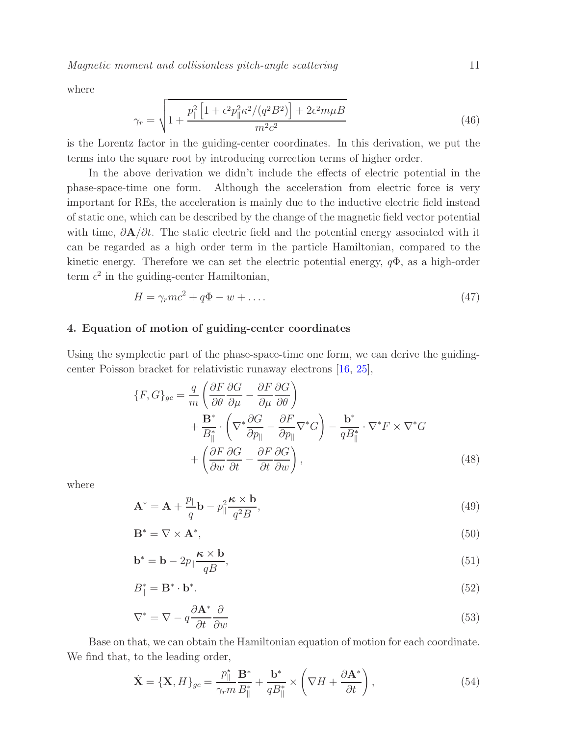where

$$
\gamma_r = \sqrt{1 + \frac{p_\parallel^2 \left[1 + \epsilon^2 p_\parallel^2 \kappa^2/(q^2 B^2)\right] + 2\epsilon^2 m\mu B}{m^2 c^2}} \tag{46}
$$

is the Lorentz factor in the guiding-center coordinates. In this derivation, we put the terms into the square root by introducing correction terms of higher order.

In the above derivation we didn't include the effects of electric potential in the phase-space-time one form. Although the acceleration from electric force is very important for REs, the acceleration is mainly due to the inductive electric field instead of static one, which can be described by the change of the magnetic field vector potential with time, $\partial \mathbf{A}/\partial t$. The static electric field and the potential energy associated with it can be regarded as a high order term in the particle Hamiltonian, compared to the kinetic energy. Therefore we can set the electric potential energy, $q\Phi$, as a high-order term $\epsilon^2$ in the guiding-center Hamiltonian,

$$
H = \gamma_r m c^2 + q\Phi - w + \ldots . \tag{47}
$$

## 4. Equation of motion of guiding-center coordinates

Using the symplectic part of the phase-space-time one form, we can derive the guiding-center Poisson bracket for relativistic runaway electrons [16, 25],

$$
\begin{aligned}
\{F, G\}_{gc} = &\frac{q}{m}\left(\frac{\partial F}{\partial \theta}\frac{\partial G}{\partial \mu} - \frac{\partial F}{\partial \mu}\frac{\partial G}{\partial \theta}\right) \\
&+ \frac{\mathbf{B}^*}{B_\parallel^*}\cdot\left(\nabla^* \frac{\partial G}{\partial p_\parallel} - \frac{\partial F}{\partial p_\parallel}\nabla^* G\right) - \frac{\mathbf{b}^*}{qB_\parallel^*}\cdot \nabla^* F \times \nabla^* G \\
&+ \left(\frac{\partial F}{\partial w}\frac{\partial G}{\partial t} - \frac{\partial F}{\partial t}\frac{\partial G}{\partial w}\right),
\end{aligned} \tag{48}
$$

where

$$
\mathbf{A}^* = \mathbf{A} + \frac{p_\parallel}{q}\mathbf{b} - p_\parallel^2 \frac{\boldsymbol{\kappa}\times\mathbf{b}}{q^2 B}, \tag{49}
$$

$$
\mathbf{B}^* = \nabla \times \mathbf{A}^*, \tag{50}
$$

$$
\mathbf{b}^* = \mathbf{b} - 2p_\parallel \frac{\boldsymbol{\kappa}\times\mathbf{b}}{qB}, \tag{51}
$$

$$
B_\parallel^* = \mathbf{B}^* \cdot \mathbf{b}^*. \tag{52}
$$

$$
\nabla^* = \nabla - q\frac{\partial \mathbf{A}^*}{\partial t}\frac{\partial}{\partial w} \tag{53}
$$

Base on that, we can obtain the Hamiltonian equation of motion for each coordinate. We find that, to the leading order,

$$
\dot{\mathbf{X}} = \{\mathbf{X}, H\}_{gc} = \frac{p_\parallel^\star}{\gamma_r m}\frac{\mathbf{B}^*}{B_\parallel^*} + \frac{\mathbf{b}^*}{qB_\parallel^*}\times\left(\nabla H + \frac{\partial \mathbf{A}^*}{\partial t}\right), \tag{54}
$$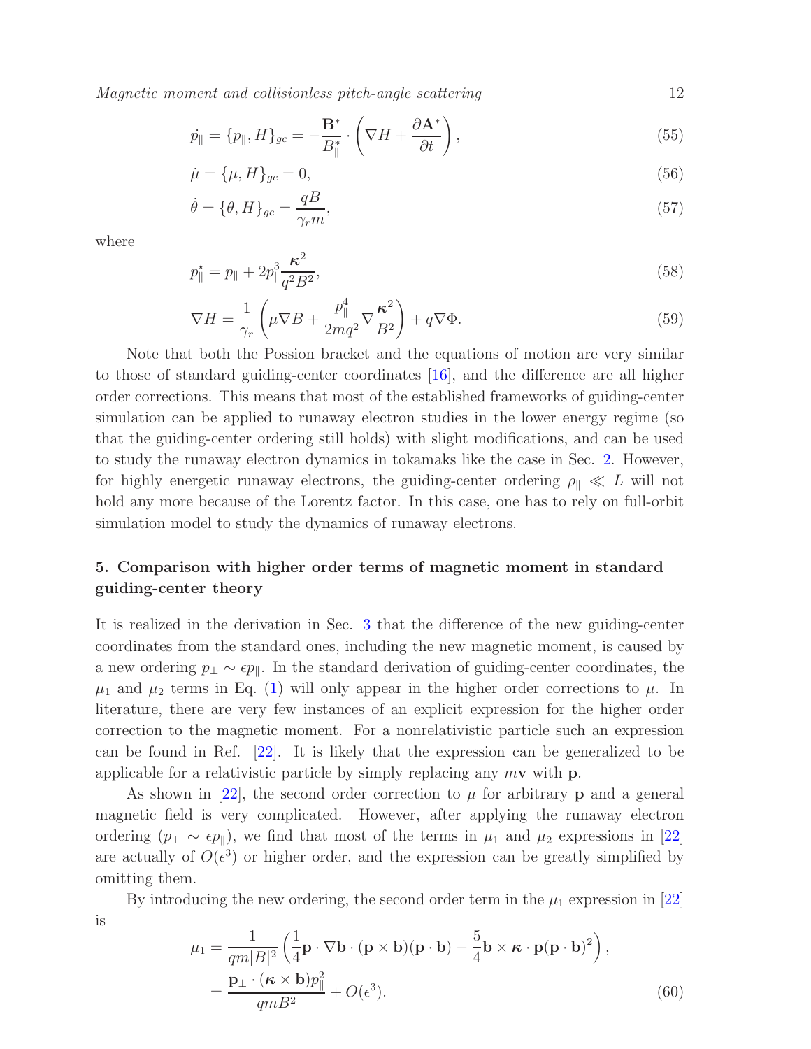$$\dot{p_\parallel} = \{p_\parallel, H\}_{gc} = -\frac{\mathbf{B}^*}{B_\parallel^*} \cdot \left( \nabla H + \frac{\partial \mathbf{A}^*}{\partial t} \right), \tag{55}$$

$$\dot{\mu} = \{\mu, H\}_{gc} = 0, \tag{56}$$

$$\dot{\theta} = \{\theta, H\}_{gc} = \frac{qB}{\gamma_r m}, \tag{57}$$

where

$$p_\parallel^\star = p_\parallel + 2p_\parallel^3 \frac{\boldsymbol{\kappa}^2}{q^2 B^2}, \tag{58}$$

$$\nabla H = \frac{1}{\gamma_r} \left( \mu \nabla B + \frac{p_\parallel^4}{2mq^2} \nabla \frac{\boldsymbol{\kappa}^2}{B^2} \right) + q \nabla \Phi. \tag{59}$$

Note that both the Possion bracket and the equations of motion are very similar to those of standard guiding-center coordinates [16], and the difference are all higher order corrections. This means that most of the established frameworks of guiding-center simulation can be applied to runaway electron studies in the lower energy regime (so that the guiding-center ordering still holds) with slight modifications, and can be used to study the runaway electron dynamics in tokamaks like the case in Sec. 2. However, for highly energetic runaway electrons, the guiding-center ordering $\rho_\parallel \ll L$ will not hold any more because of the Lorentz factor. In this case, one has to rely on full-orbit simulation model to study the dynamics of runaway electrons.

## 5. Comparison with higher order terms of magnetic moment in standard guiding-center theory

It is realized in the derivation in Sec. 3 that the difference of the new guiding-center coordinates from the standard ones, including the new magnetic moment, is caused by a new ordering $p_\perp \sim \epsilon p_\parallel$. In the standard derivation of guiding-center coordinates, the $\mu_1$ and $\mu_2$ terms in Eq. (1) will only appear in the higher order corrections to $\mu$. In literature, there are very few instances of an explicit expression for the higher order correction to the magnetic moment. For a nonrelativistic particle such an expression can be found in Ref. [22]. It is likely that the expression can be generalized to be applicable for a relativistic particle by simply replacing any $m\mathbf{v}$ with $\mathbf{p}$.

As shown in [22], the second order correction to $\mu$ for arbitrary $\mathbf{p}$ and a general magnetic field is very complicated. However, after applying the runaway electron ordering ($p_\perp \sim \epsilon p_\parallel$), we find that most of the terms in $\mu_1$ and $\mu_2$ expressions in [22] are actually of $O(\epsilon^3)$ or higher order, and the expression can be greatly simplified by omitting them.

By introducing the new ordering, the second order term in the $\mu_1$ expression in [22] is

$$\begin{aligned}
\mu_1 &= \frac{1}{qm|B|^2} \left( \frac{1}{4} \mathbf{p} \cdot \nabla \mathbf{b} \cdot (\mathbf{p} \times \mathbf{b})(\mathbf{p} \cdot \mathbf{b}) - \frac{5}{4} \mathbf{b} \times \boldsymbol{\kappa} \cdot \mathbf{p} (\mathbf{p} \cdot \mathbf{b})^2 \right), \\
&= \frac{\mathbf{p}_\perp \cdot (\boldsymbol{\kappa} \times \mathbf{b}) p_\parallel^2}{qmB^2} + O(\epsilon^3).
\end{aligned} \tag{60}$$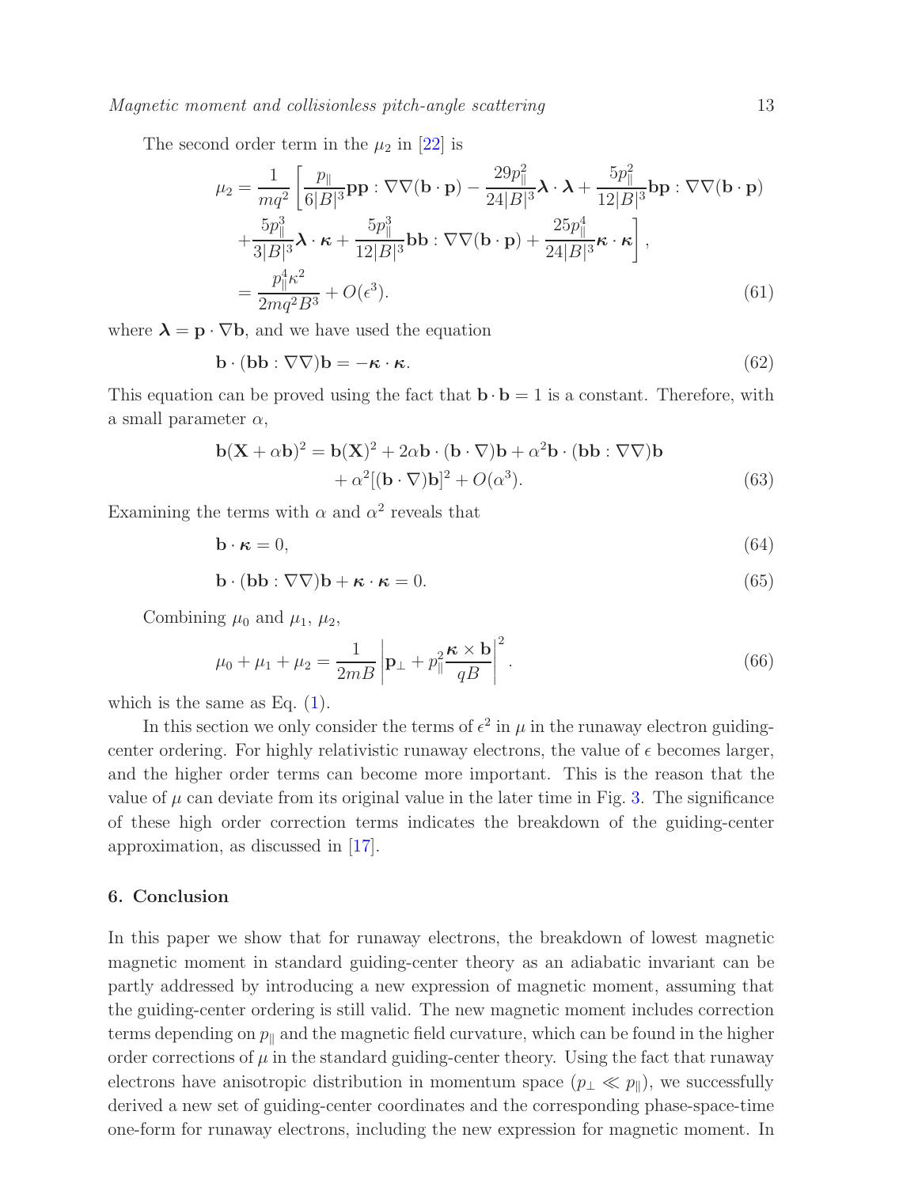The second order term in the $\mu_2$ in [22] is

$$
\begin{aligned}
\mu_2 = \frac{1}{mq^2}&\left[\frac{p_\parallel}{6|B|^3}\mathbf{pp}:\nabla\nabla(\mathbf{b}\cdot\mathbf{p}) - \frac{29p_\parallel^2}{24|B|^3}\boldsymbol{\lambda}\cdot\boldsymbol{\lambda} + \frac{5p_\parallel^2}{12|B|^3}\mathbf{bp}:\nabla\nabla(\mathbf{b}\cdot\mathbf{p})\right.\\
&\left.+\frac{5p_\parallel^3}{3|B|^3}\boldsymbol{\lambda}\cdot\boldsymbol{\kappa} + \frac{5p_\parallel^3}{12|B|^3}\mathbf{bb}:\nabla\nabla(\mathbf{b}\cdot\mathbf{p}) + \frac{25p_\parallel^4}{24|B|^3}\boldsymbol{\kappa}\cdot\boldsymbol{\kappa}\right],\\
=& \frac{p_\parallel^4\kappa^2}{2mq^2B^3} + O(\epsilon^3).
\end{aligned}
\tag{61}
$$

where $\boldsymbol{\lambda} = \mathbf{p}\cdot\nabla\mathbf{b}$, and we have used the equation

$$
\mathbf{b}\cdot(\mathbf{bb}:\nabla\nabla)\mathbf{b} = -\boldsymbol{\kappa}\cdot\boldsymbol{\kappa}. \tag{62}
$$

This equation can be proved using the fact that $\mathbf{b}\cdot\mathbf{b} = 1$ is a constant. Therefore, with a small parameter $\alpha$,

$$
\begin{aligned}
\mathbf{b}(\mathbf{X}+\alpha\mathbf{b})^2 = \mathbf{b}(\mathbf{X})^2 &+ 2\alpha\mathbf{b}\cdot(\mathbf{b}\cdot\nabla)\mathbf{b} + \alpha^2\mathbf{b}\cdot(\mathbf{bb}:\nabla\nabla)\mathbf{b}\\
&+ \alpha^2[(\mathbf{b}\cdot\nabla)\mathbf{b}]^2 + O(\alpha^3).
\end{aligned}
\tag{63}
$$

Examining the terms with $\alpha$ and $\alpha^2$ reveals that

$$
\mathbf{b}\cdot\boldsymbol{\kappa} = 0, \tag{64}
$$

$$
\mathbf{b}\cdot(\mathbf{bb}:\nabla\nabla)\mathbf{b} + \boldsymbol{\kappa}\cdot\boldsymbol{\kappa} = 0. \tag{65}
$$

Combining $\mu_0$ and $\mu_1$, $\mu_2$,

$$
\mu_0 + \mu_1 + \mu_2 = \frac{1}{2mB}\left|\mathbf{p}_\perp + p_\parallel^2\frac{\boldsymbol{\kappa}\times\mathbf{b}}{qB}\right|^2. \tag{66}
$$

which is the same as Eq. (1).

In this section we only consider the terms of $\epsilon^2$ in $\mu$ in the runaway electron guiding-center ordering. For highly relativistic runaway electrons, the value of $\epsilon$ becomes larger, and the higher order terms can become more important. This is the reason that the value of $\mu$ can deviate from its original value in the later time in Fig. 3. The significance of these high order correction terms indicates the breakdown of the guiding-center approximation, as discussed in [17].

## 6. Conclusion

In this paper we show that for runaway electrons, the breakdown of lowest magnetic magnetic moment in standard guiding-center theory as an adiabatic invariant can be partly addressed by introducing a new expression of magnetic moment, assuming that the guiding-center ordering is still valid. The new magnetic moment includes correction terms depending on $p_\parallel$ and the magnetic field curvature, which can be found in the higher order corrections of $\mu$ in the standard guiding-center theory. Using the fact that runaway electrons have anisotropic distribution in momentum space ($p_\perp \ll p_\parallel$), we successfully derived a new set of guiding-center coordinates and the corresponding phase-space-time one-form for runaway electrons, including the new expression for magnetic moment. In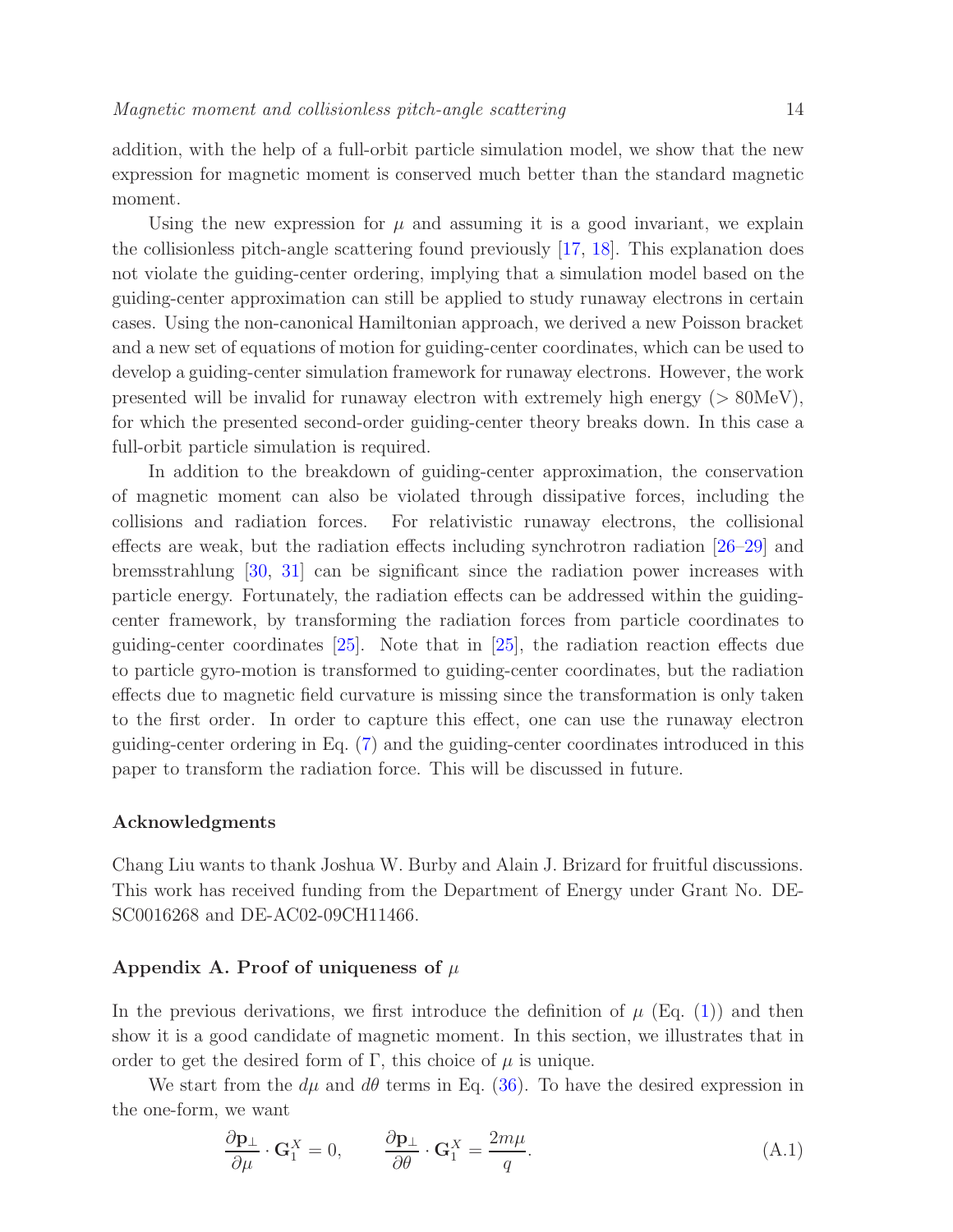addition, with the help of a full-orbit particle simulation model, we show that the new expression for magnetic moment is conserved much better than the standard magnetic moment.

Using the new expression for $\mu$ and assuming it is a good invariant, we explain the collisionless pitch-angle scattering found previously [17, 18]. This explanation does not violate the guiding-center ordering, implying that a simulation model based on the guiding-center approximation can still be applied to study runaway electrons in certain cases. Using the non-canonical Hamiltonian approach, we derived a new Poisson bracket and a new set of equations of motion for guiding-center coordinates, which can be used to develop a guiding-center simulation framework for runaway electrons. However, the work presented will be invalid for runaway electron with extremely high energy ($> 80\text{MeV}$), for which the presented second-order guiding-center theory breaks down. In this case a full-orbit particle simulation is required.

In addition to the breakdown of guiding-center approximation, the conservation of magnetic moment can also be violated through dissipative forces, including the collisions and radiation forces. For relativistic runaway electrons, the collisional effects are weak, but the radiation effects including synchrotron radiation [26–29] and bremsstrahlung [30, 31] can be significant since the radiation power increases with particle energy. Fortunately, the radiation effects can be addressed within the guiding-center framework, by transforming the radiation forces from particle coordinates to guiding-center coordinates [25]. Note that in [25], the radiation reaction effects due to particle gyro-motion is transformed to guiding-center coordinates, but the radiation effects due to magnetic field curvature is missing since the transformation is only taken to the first order. In order to capture this effect, one can use the runaway electron guiding-center ordering in Eq. (7) and the guiding-center coordinates introduced in this paper to transform the radiation force. This will be discussed in future.

### Acknowledgments

Chang Liu wants to thank Joshua W. Burby and Alain J. Brizard for fruitful discussions. This work has received funding from the Department of Energy under Grant No. DE-SC0016268 and DE-AC02-09CH11466.

### Appendix A. Proof of uniqueness of $\mu$

In the previous derivations, we first introduce the definition of $\mu$ (Eq. (1)) and then show it is a good candidate of magnetic moment. In this section, we illustrates that in order to get the desired form of $\Gamma$, this choice of $\mu$ is unique.

We start from the $d\mu$ and $d\theta$ terms in Eq. (36). To have the desired expression in the one-form, we want

$$\frac{\partial \mathbf{p}_\perp}{\partial \mu} \cdot \mathbf{G}_1^X = 0, \qquad \frac{\partial \mathbf{p}_\perp}{\partial \theta} \cdot \mathbf{G}_1^X = \frac{2m\mu}{q}. \tag{A.1}$$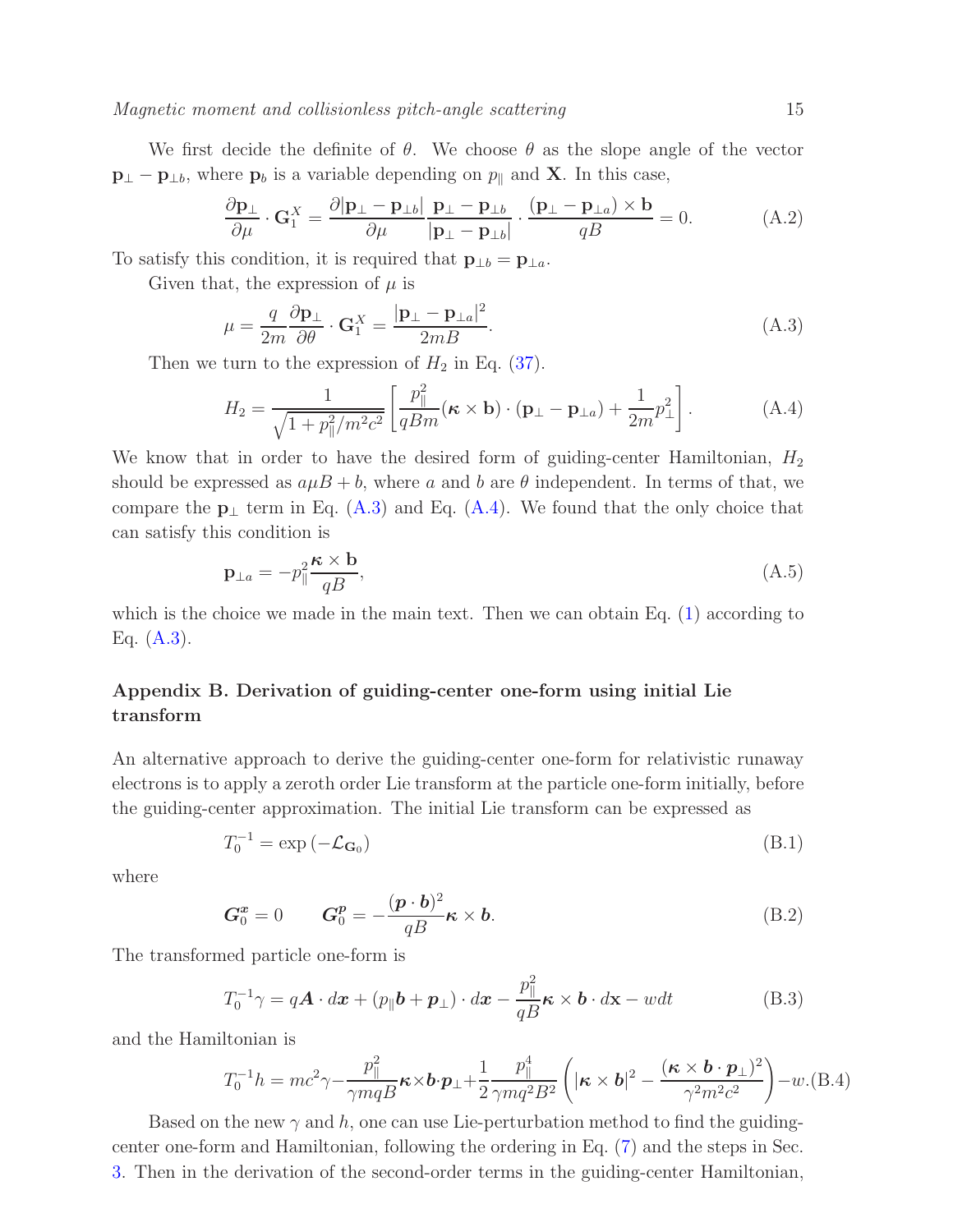We first decide the definite of $\theta$. We choose $\theta$ as the slope angle of the vector $\mathbf{p}_\perp - \mathbf{p}_{\perp b}$, where $\mathbf{p}_b$ is a variable depending on $p_\parallel$ and $\mathbf{X}$. In this case,

$$\frac{\partial \mathbf{p}_\perp}{\partial \mu} \cdot \mathbf{G}_1^X = \frac{\partial |\mathbf{p}_\perp - \mathbf{p}_{\perp b}|}{\partial \mu} \frac{\mathbf{p}_\perp - \mathbf{p}_{\perp b}}{|\mathbf{p}_\perp - \mathbf{p}_{\perp b}|} \cdot \frac{(\mathbf{p}_\perp - \mathbf{p}_{\perp a}) \times \mathbf{b}}{qB} = 0. \tag{A.2}$$

To satisfy this condition, it is required that $\mathbf{p}_{\perp b} = \mathbf{p}_{\perp a}$.

Given that, the expression of $\mu$ is

$$\mu = \frac{q}{2m} \frac{\partial \mathbf{p}_\perp}{\partial \theta} \cdot \mathbf{G}_1^X = \frac{|\mathbf{p}_\perp - \mathbf{p}_{\perp a}|^2}{2mB}. \tag{A.3}$$

Then we turn to the expression of $H_2$ in Eq. (37).

$$H_2 = \frac{1}{\sqrt{1 + p_\parallel^2/m^2c^2}} \left[ \frac{p_\parallel^2}{qBm} (\boldsymbol{\kappa} \times \mathbf{b}) \cdot (\mathbf{p}_\perp - \mathbf{p}_{\perp a}) + \frac{1}{2m} p_\perp^2 \right]. \tag{A.4}$$

We know that in order to have the desired form of guiding-center Hamiltonian, $H_2$ should be expressed as $a\mu B + b$, where $a$ and $b$ are $\theta$ independent. In terms of that, we compare the $\mathbf{p}_\perp$ term in Eq. (A.3) and Eq. (A.4). We found that the only choice that can satisfy this condition is

$$\mathbf{p}_{\perp a} = -p_\parallel^2 \frac{\boldsymbol{\kappa} \times \mathbf{b}}{qB}, \tag{A.5}$$

which is the choice we made in the main text. Then we can obtain Eq. (1) according to Eq. (A.3).

## Appendix B. Derivation of guiding-center one-form using initial Lie transform

An alternative approach to derive the guiding-center one-form for relativistic runaway electrons is to apply a zeroth order Lie transform at the particle one-form initially, before the guiding-center approximation. The initial Lie transform can be expressed as

$$T_0^{-1} = \exp\left(-\mathcal{L}_{\mathbf{G}_0}\right) \tag{B.1}$$

where

$$\boldsymbol{G}_0^{\boldsymbol{x}} = 0 \qquad \boldsymbol{G}_0^{\boldsymbol{p}} = -\frac{(\boldsymbol{p} \cdot \boldsymbol{b})^2}{qB} \boldsymbol{\kappa} \times \boldsymbol{b}. \tag{B.2}$$

The transformed particle one-form is

$$T_0^{-1}\gamma = q\boldsymbol{A} \cdot d\boldsymbol{x} + (p_\parallel \boldsymbol{b} + \boldsymbol{p}_\perp) \cdot d\boldsymbol{x} - \frac{p_\parallel^2}{qB} \boldsymbol{\kappa} \times \boldsymbol{b} \cdot d\mathbf{x} - w dt \tag{B.3}$$

and the Hamiltonian is

$$T_0^{-1}h = mc^2\gamma - \frac{p_\parallel^2}{\gamma mqB} \boldsymbol{\kappa} \times \boldsymbol{b} \cdot \boldsymbol{p}_\perp + \frac{1}{2} \frac{p_\parallel^4}{\gamma mq^2B^2} \left( |\boldsymbol{\kappa} \times \boldsymbol{b}|^2 - \frac{(\boldsymbol{\kappa} \times \boldsymbol{b} \cdot \boldsymbol{p}_\perp)^2}{\gamma^2 m^2 c^2} \right) - w. \tag{B.4}$$

Based on the new $\gamma$ and $h$, one can use Lie-perturbation method to find the guiding-center one-form and Hamiltonian, following the ordering in Eq. (7) and the steps in Sec. 3. Then in the derivation of the second-order terms in the guiding-center Hamiltonian,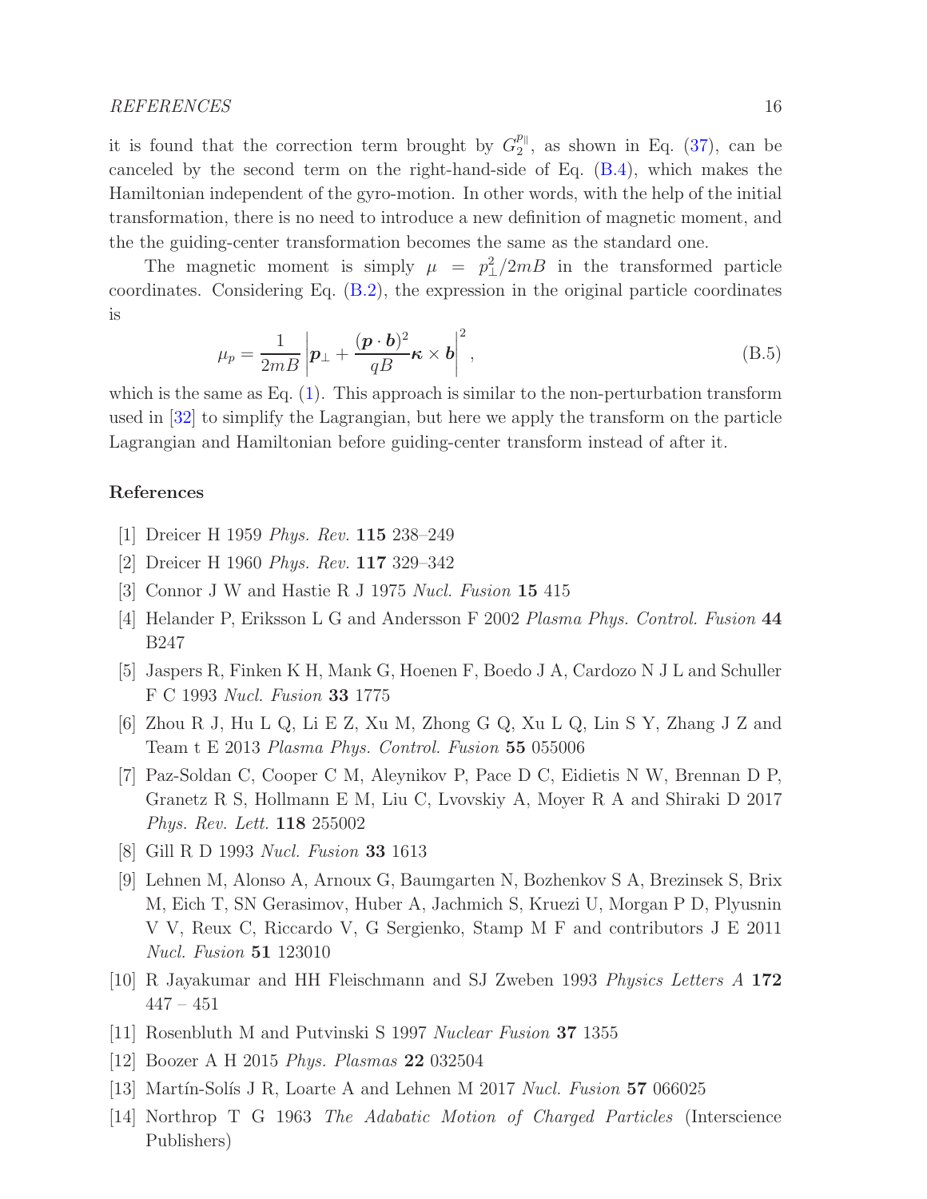it is found that the correction term brought by $G_2^{p_\parallel}$, as shown in Eq. (37), can be canceled by the second term on the right-hand-side of Eq. (B.4), which makes the Hamiltonian independent of the gyro-motion. In other words, with the help of the initial transformation, there is no need to introduce a new definition of magnetic moment, and the the guiding-center transformation becomes the same as the standard one.

The magnetic moment is simply $\mu = p_\perp^2/2mB$ in the transformed particle coordinates. Considering Eq. (B.2), the expression in the original particle coordinates is

$$\mu_p = \frac{1}{2mB}\left|\boldsymbol{p}_\perp + \frac{(\boldsymbol{p}\cdot\boldsymbol{b})^2}{qB}\boldsymbol{\kappa}\times\boldsymbol{b}\right|^2, \tag{B.5}$$

which is the same as Eq. (1). This approach is similar to the non-perturbation transform used in [32] to simplify the Lagrangian, but here we apply the transform on the particle Lagrangian and Hamiltonian before guiding-center transform instead of after it.

## References

[1] Dreicer H 1959 *Phys. Rev.* **115** 238–249

[2] Dreicer H 1960 *Phys. Rev.* **117** 329–342

[3] Connor J W and Hastie R J 1975 *Nucl. Fusion* **15** 415

[4] Helander P, Eriksson L G and Andersson F 2002 *Plasma Phys. Control. Fusion* **44** B247

[5] Jaspers R, Finken K H, Mank G, Hoenen F, Boedo J A, Cardozo N J L and Schuller F C 1993 *Nucl. Fusion* **33** 1775

[6] Zhou R J, Hu L Q, Li E Z, Xu M, Zhong G Q, Xu L Q, Lin S Y, Zhang J Z and Team t E 2013 *Plasma Phys. Control. Fusion* **55** 055006

[7] Paz-Soldan C, Cooper C M, Aleynikov P, Pace D C, Eidietis N W, Brennan D P, Granetz R S, Hollmann E M, Liu C, Lvovskiy A, Moyer R A and Shiraki D 2017 *Phys. Rev. Lett.* **118** 255002

[8] Gill R D 1993 *Nucl. Fusion* **33** 1613

[9] Lehnen M, Alonso A, Arnoux G, Baumgarten N, Bozhenkov S A, Brezinsek S, Brix M, Eich T, SN Gerasimov, Huber A, Jachmich S, Kruezi U, Morgan P D, Plyusnin V V, Reux C, Riccardo V, G Sergienko, Stamp M F and contributors J E 2011 *Nucl. Fusion* **51** 123010

[10] R Jayakumar and HH Fleischmann and SJ Zweben 1993 *Physics Letters A* **172** 447 – 451

[11] Rosenbluth M and Putvinski S 1997 *Nuclear Fusion* **37** 1355

[12] Boozer A H 2015 *Phys. Plasmas* **22** 032504

[13] Martín-Solís J R, Loarte A and Lehnen M 2017 *Nucl. Fusion* **57** 066025

[14] Northrop T G 1963 *The Adabatic Motion of Charged Particles* (Interscience Publishers)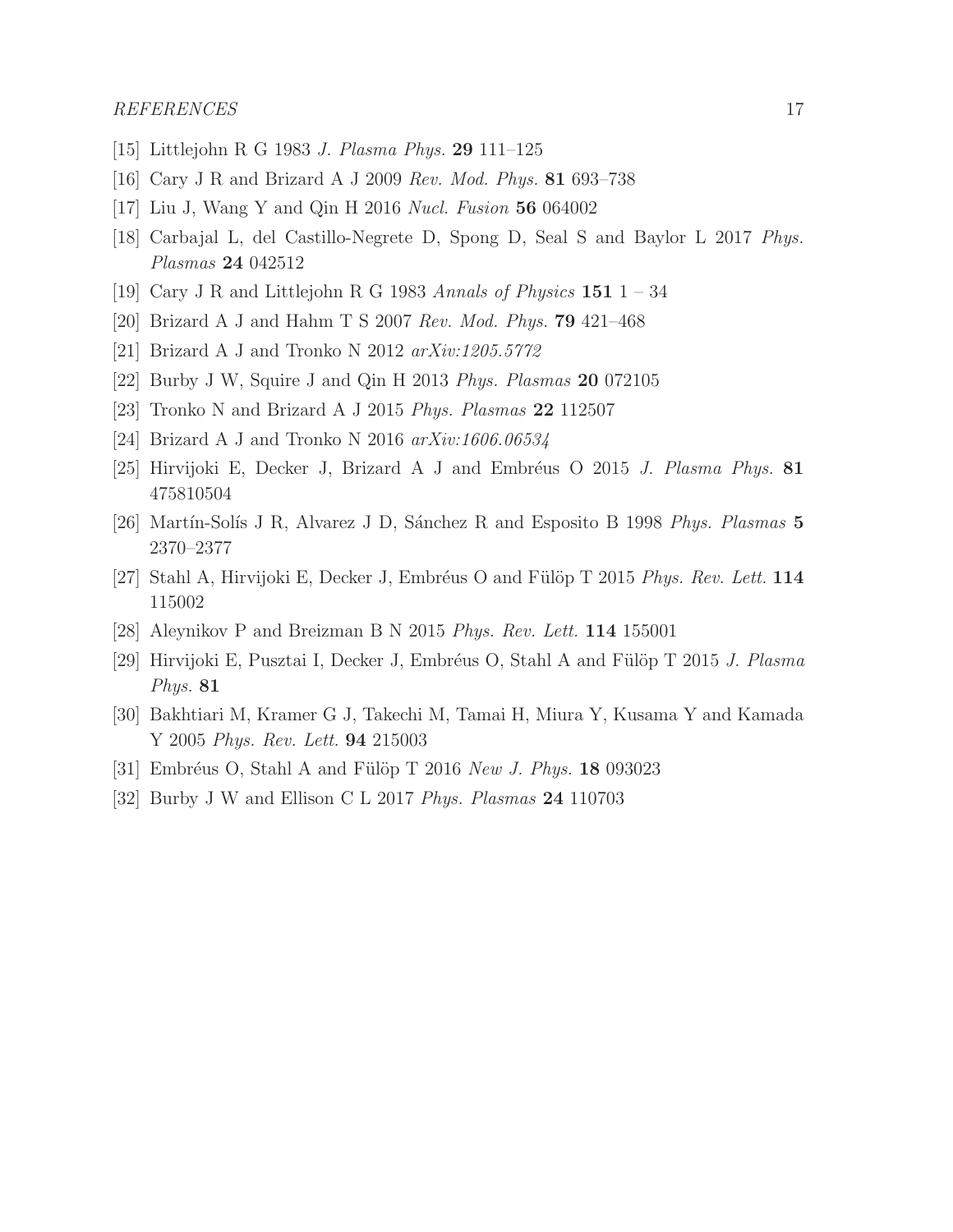[15] Littlejohn R G 1983 *J. Plasma Phys.* **29** 111–125

[16] Cary J R and Brizard A J 2009 *Rev. Mod. Phys.* **81** 693–738

[17] Liu J, Wang Y and Qin H 2016 *Nucl. Fusion* **56** 064002

[18] Carbajal L, del Castillo-Negrete D, Spong D, Seal S and Baylor L 2017 *Phys. Plasmas* **24** 042512

[19] Cary J R and Littlejohn R G 1983 *Annals of Physics* **151** 1 – 34

[20] Brizard A J and Hahm T S 2007 *Rev. Mod. Phys.* **79** 421–468

[21] Brizard A J and Tronko N 2012 *arXiv:1205.5772*

[22] Burby J W, Squire J and Qin H 2013 *Phys. Plasmas* **20** 072105

[23] Tronko N and Brizard A J 2015 *Phys. Plasmas* **22** 112507

[24] Brizard A J and Tronko N 2016 *arXiv:1606.06534*

[25] Hirvijoki E, Decker J, Brizard A J and Embréus O 2015 *J. Plasma Phys.* **81** 475810504

[26] Martín-Solís J R, Alvarez J D, Sánchez R and Esposito B 1998 *Phys. Plasmas* **5** 2370–2377

[27] Stahl A, Hirvijoki E, Decker J, Embréus O and Fülöp T 2015 *Phys. Rev. Lett.* **114** 115002

[28] Aleynikov P and Breizman B N 2015 *Phys. Rev. Lett.* **114** 155001

[29] Hirvijoki E, Pusztai I, Decker J, Embréus O, Stahl A and Fülöp T 2015 *J. Plasma Phys.* **81**

[30] Bakhtiari M, Kramer G J, Takechi M, Tamai H, Miura Y, Kusama Y and Kamada Y 2005 *Phys. Rev. Lett.* **94** 215003

[31] Embréus O, Stahl A and Fülöp T 2016 *New J. Phys.* **18** 093023

[32] Burby J W and Ellison C L 2017 *Phys. Plasmas* **24** 110703